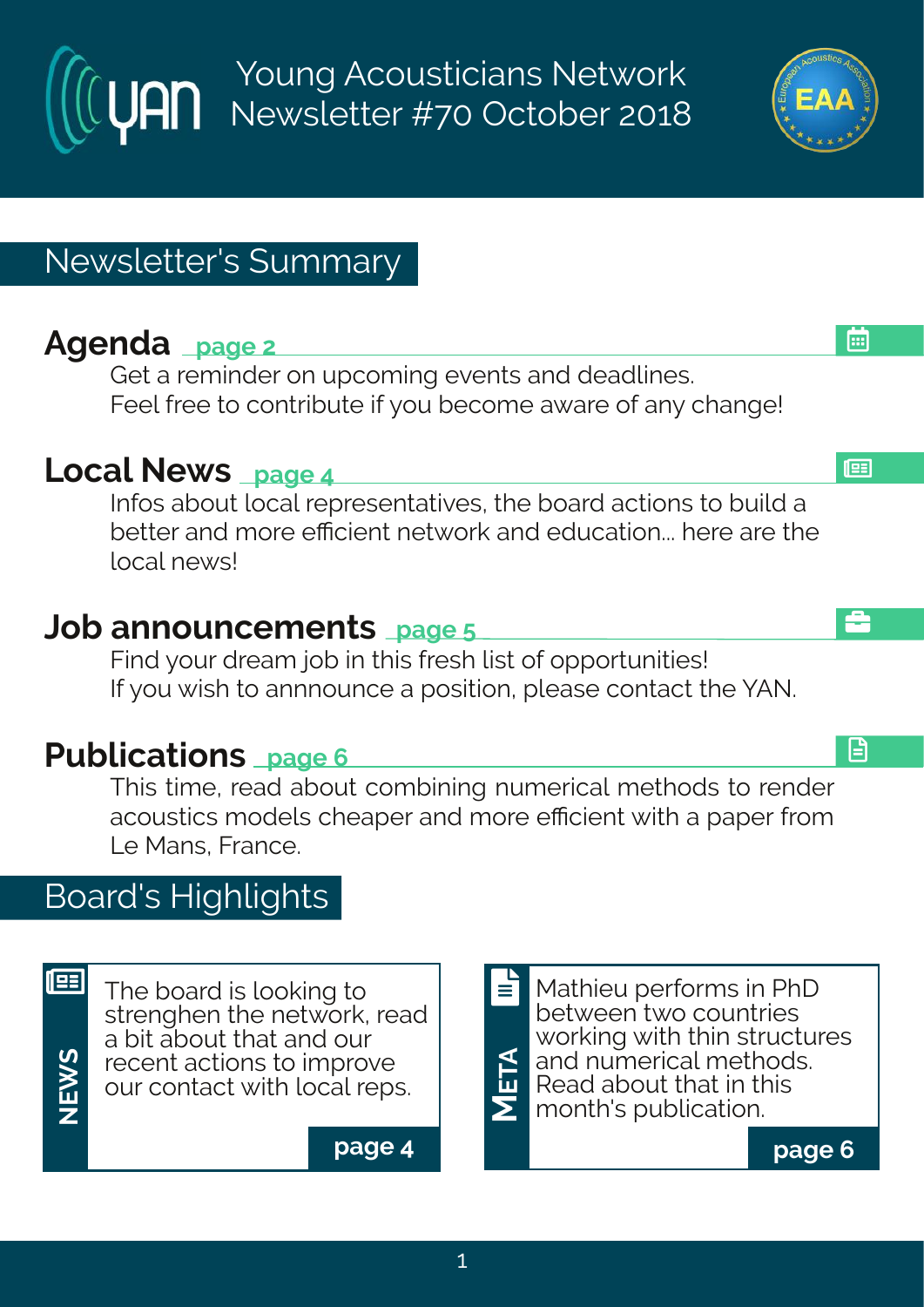# Young Acousticians Network Newsletter #70 October 2018

## Newsletter's Summary

### Agenda page 2

Get a reminder on upcoming events and deadlines.
Feel free to contribute if you become aware of any change!

### Local News page 4

Infos about local representatives, the board actions to build a better and more efficient network and education... here are the local news!

### Job announcements page 5

Find your dream job in this fresh list of opportunities!
If you wish to annnounce a position, please contact the YAN.

### Publications page 6

This time, read about combining numerical methods to render acoustics models cheaper and more efficient with a paper from Le Mans, France.

## Board's Highlights

**NEWS**

The board is looking to strenghen the network, read a bit about that and our recent actions to improve our contact with local reps.

**page 4**

**META**

Mathieu performs in PhD between two countries working with thin structures and numerical methods. Read about that in this month's publication.

**page 6**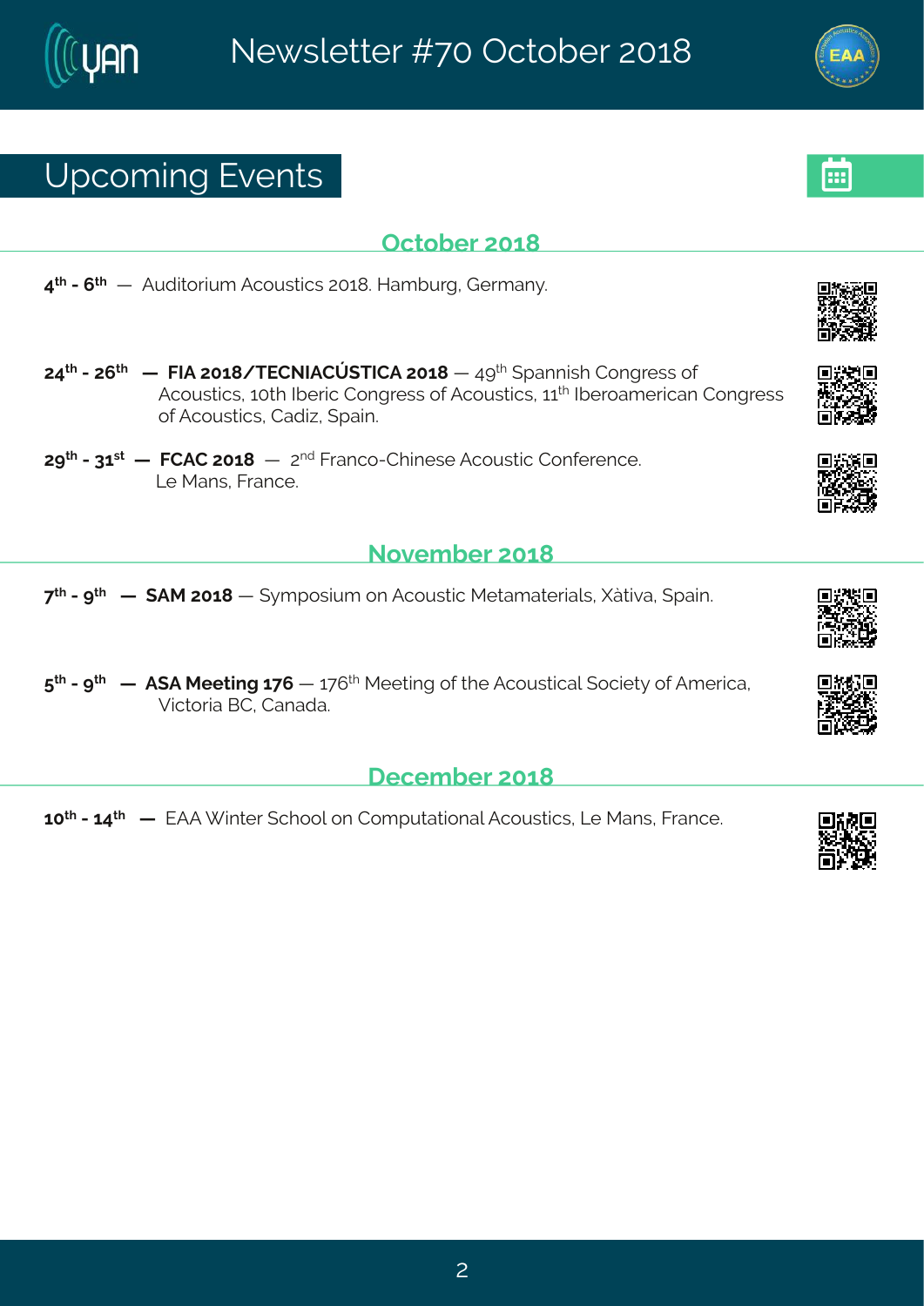## Upcoming Events

### October 2018

**4th - 6th** — Auditorium Acoustics 2018. Hamburg, Germany.

**24th - 26th** — **FIA 2018/TECNIACÚSTICA 2018** — 49th Spannish Congress of Acoustics, 10th Iberic Congress of Acoustics, 11th Iberoamerican Congress of Acoustics, Cadiz, Spain.

**29th - 31st** — **FCAC 2018** — 2nd Franco-Chinese Acoustic Conference. Le Mans, France.

### November 2018

**7th - 9th** — **SAM 2018** — Symposium on Acoustic Metamaterials, Xàtiva, Spain.

**5th - 9th** — **ASA Meeting 176** — 176th Meeting of the Acoustical Society of America, Victoria BC, Canada.

### December 2018

**10th - 14th** — EAA Winter School on Computational Acoustics, Le Mans, France.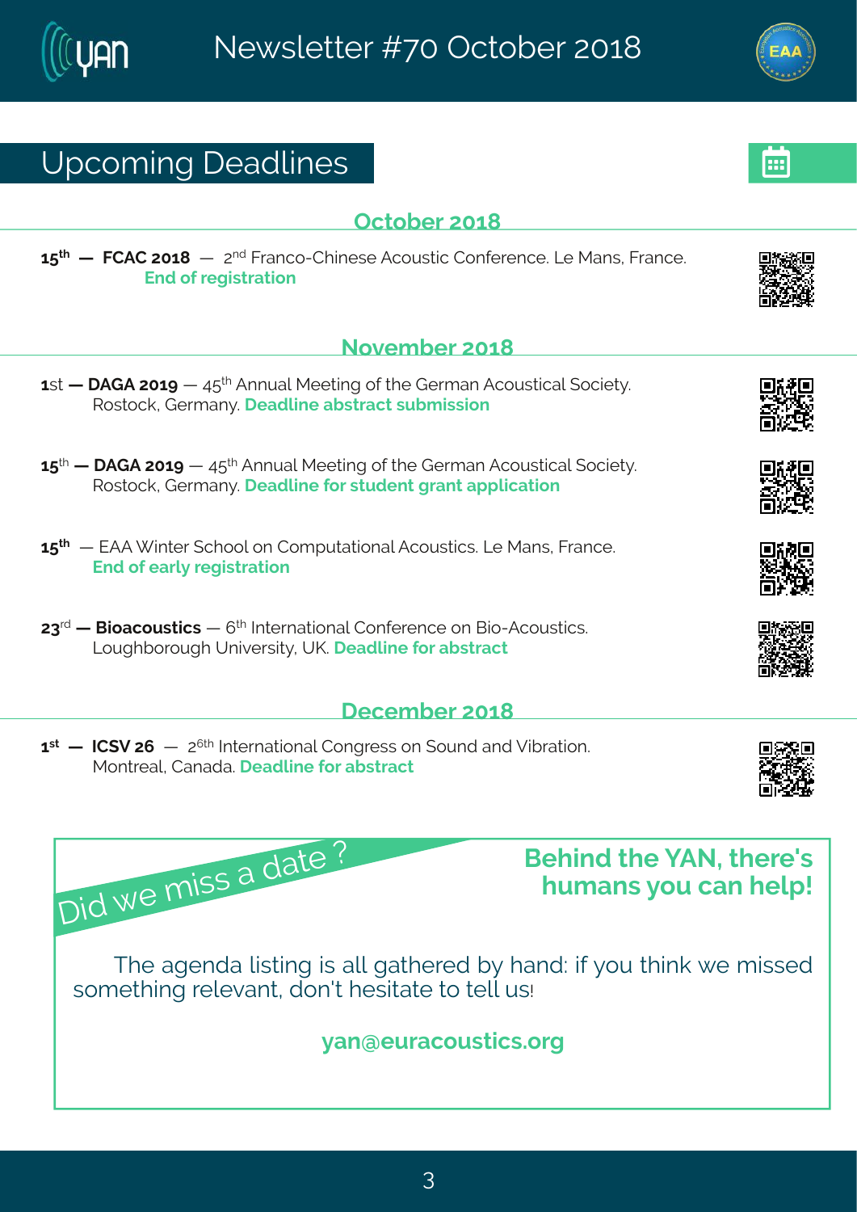# Newsletter #70 October 2018

## Upcoming Deadlines

### October 2018

**15th — FCAC 2018** — 2nd Franco-Chinese Acoustic Conference. Le Mans, France. **End of registration**

### November 2018

**1st — DAGA 2019** — 45th Annual Meeting of the German Acoustical Society. Rostock, Germany. **Deadline abstract submission**

**15th — DAGA 2019** — 45th Annual Meeting of the German Acoustical Society. Rostock, Germany. **Deadline for student grant application**

**15th** — EAA Winter School on Computational Acoustics. Le Mans, France. **End of early registration**

**23rd — Bioacoustics** — 6th International Conference on Bio-Acoustics. Loughborough University, UK. **Deadline for abstract**

### December 2018

**1st — ICSV 26** — 26th International Congress on Sound and Vibration. Montreal, Canada. **Deadline for abstract**

Did we miss a date ?

**Behind the YAN, there's humans you can help!**

The agenda listing is all gathered by hand: if you think we missed something relevant, don't hesitate to tell us!

**yan@euracoustics.org**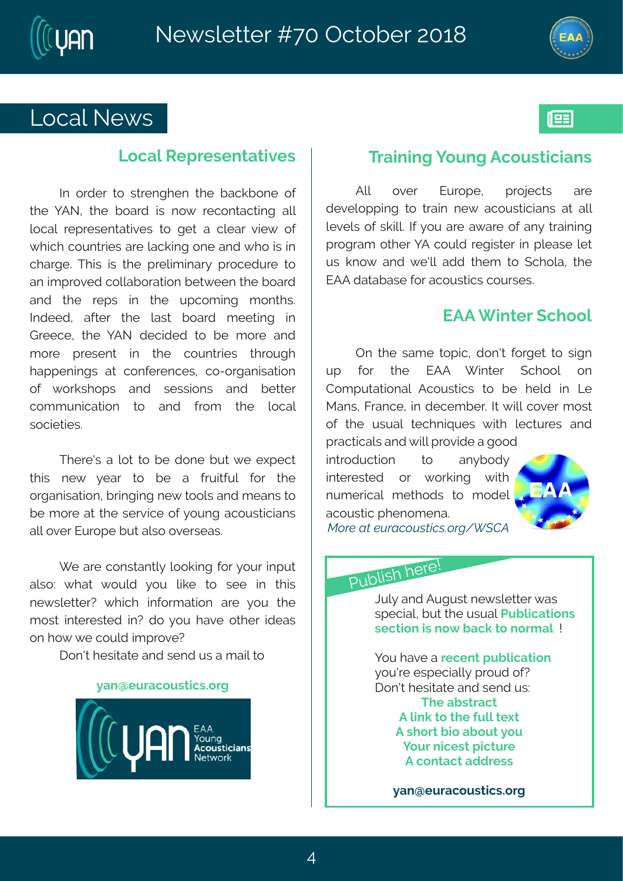# Local News

## Local Representatives

In order to strenghen the backbone of the YAN, the board is now recontacting all local representatives to get a clear view of which countries are lacking one and who is in charge. This is the preliminary procedure to an improved collaboration between the board and the reps in the upcoming months. Indeed, after the last board meeting in Greece, the YAN decided to be more and more present in the countries through happenings at conferences, co-organisation of workshops and sessions and better communication to and from the local societies.

There's a lot to be done but we expect this new year to be a fruitful for the organisation, bringing new tools and means to be more at the service of young acousticians all over Europe but also overseas.

We are constantly looking for your input also: what would you like to see in this newsletter? which information are you the most interested in? do you have other ideas on how we could improve?

Don't hesitate and send us a mail to

**yan@euracoustics.org**

## Training Young Acousticians

All over Europe, projects are developping to train new acousticians at all levels of skill. If you are aware of any training program other YA could register in please let us know and we'll add them to Schola, the EAA database for acoustics courses.

## EAA Winter School

On the same topic, don't forget to sign up for the EAA Winter School on Computational Acoustics to be held in Le Mans, France, in december. It will cover most of the usual techniques with lectures and practicals and will provide a good introduction to anybody interested or working with numerical methods to model acoustic phenomena.

*More at euracoustics.org/WSCA*

## Publish here!

July and August newsletter was special, but the usual **Publications section is now back to normal** !

You have a **recent publication** you're especially proud of? Don't hesitate and send us:

**The abstract**
**A link to the full text**
**A short bio about you**
**Your nicest picture**
**A contact address**

**yan@euracoustics.org**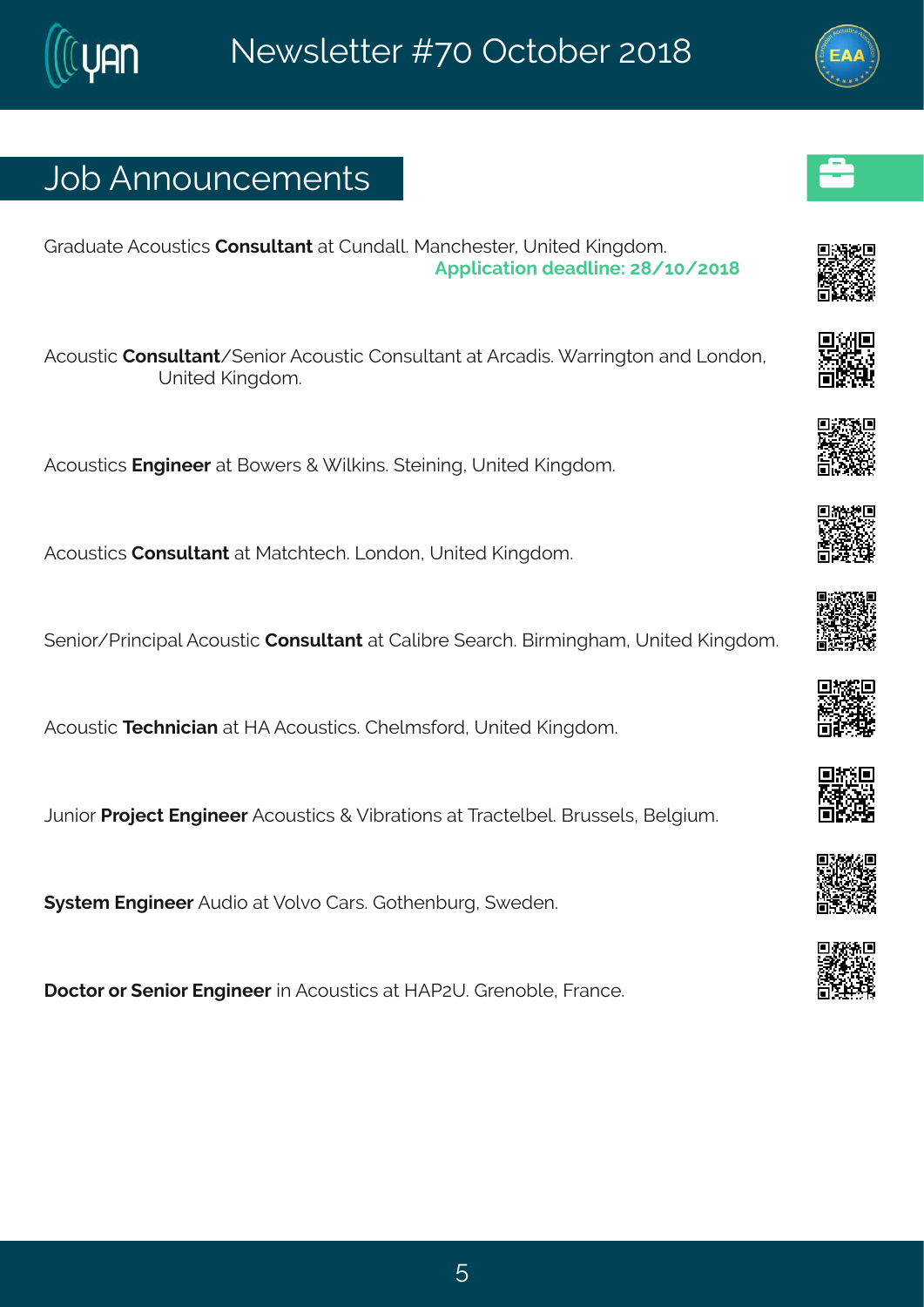## Job Announcements

Graduate Acoustics **Consultant** at Cundall. Manchester, United Kingdom. **Application deadline: 28/10/2018**

Acoustic **Consultant**/Senior Acoustic Consultant at Arcadis. Warrington and London, United Kingdom.

Acoustics **Engineer** at Bowers & Wilkins. Steining, United Kingdom.

Acoustics **Consultant** at Matchtech. London, United Kingdom.

Senior/Principal Acoustic **Consultant** at Calibre Search. Birmingham, United Kingdom.

Acoustic **Technician** at HA Acoustics. Chelmsford, United Kingdom.

Junior **Project Engineer** Acoustics & Vibrations at Tractelbel. Brussels, Belgium.

**System Engineer** Audio at Volvo Cars. Gothenburg, Sweden.

**Doctor or Senior Engineer** in Acoustics at HAP2U. Grenoble, France.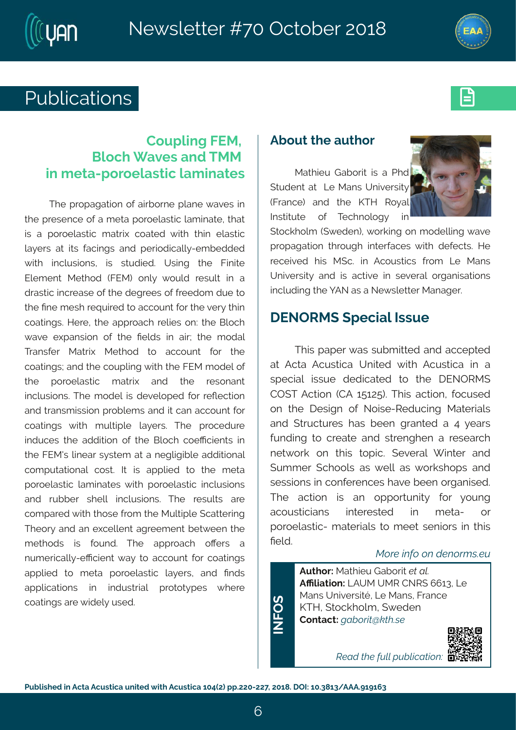# Publications

## Coupling FEM, Bloch Waves and TMM in meta-poroelastic laminates

The propagation of airborne plane waves in the presence of a meta poroelastic laminate, that is a poroelastic matrix coated with thin elastic layers at its facings and periodically-embedded with inclusions, is studied. Using the Finite Element Method (FEM) only would result in a drastic increase of the degrees of freedom due to the fine mesh required to account for the very thin coatings. Here, the approach relies on: the Bloch wave expansion of the fields in air; the modal Transfer Matrix Method to account for the coatings; and the coupling with the FEM model of the poroelastic matrix and the resonant inclusions. The model is developed for reflection and transmission problems and it can account for coatings with multiple layers. The procedure induces the addition of the Bloch coefficients in the FEM's linear system at a negligible additional computational cost. It is applied to the meta poroelastic laminates with poroelastic inclusions and rubber shell inclusions. The results are compared with those from the Multiple Scattering Theory and an excellent agreement between the methods is found. The approach offers a numerically-efficient way to account for coatings applied to meta poroelastic layers, and finds applications in industrial prototypes where coatings are widely used.

## About the author

Mathieu Gaborit is a Phd Student at Le Mans University (France) and the KTH Royal Institute of Technology in Stockholm (Sweden), working on modelling wave propagation through interfaces with defects. He received his MSc. in Acoustics from Le Mans University and is active in several organisations including the YAN as a Newsletter Manager.

## DENORMS Special Issue

This paper was submitted and accepted at Acta Acustica United with Acustica in a special issue dedicated to the DENORMS COST Action (CA 15125). This action, focused on the Design of Noise-Reducing Materials and Structures has been granted a 4 years funding to create and strenghen a research network on this topic. Several Winter and Summer Schools as well as workshops and sessions in conferences have been organised. The action is an opportunity for young acousticians interested in meta- or poroelastic- materials to meet seniors in this field.

*More info on denorms.eu*

**INFOS**

**Author:** Mathieu Gaborit *et al.*
**Affiliation:** LAUM UMR CNRS 6613, Le Mans Université, Le Mans, France
KTH, Stockholm, Sweden
**Contact:** *gaborit@kth.se*

*Read the full publication:*

**Published in Acta Acustica united with Acustica 104(2) pp.220-227, 2018. DOI: 10.3813/AAA.919163**